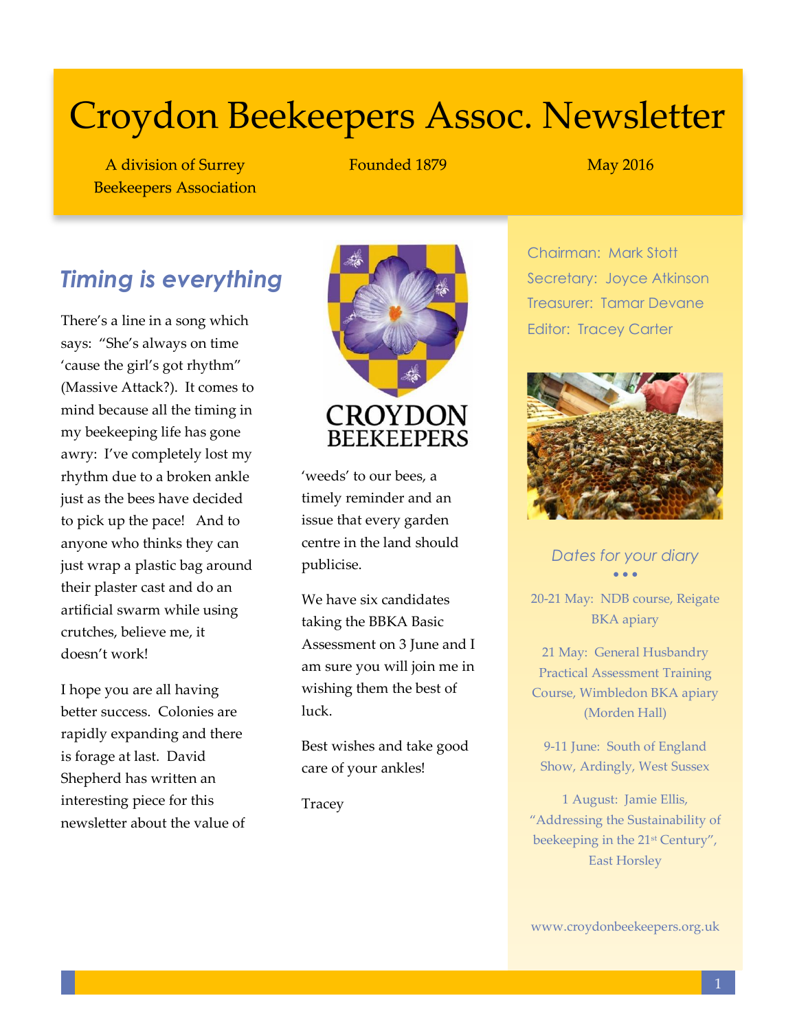# Croydon Beekeepers Assoc. Newsletter

A division of Surrey Beekeepers Association

Founded 1879

May 2016

Chairman: Mark Stott
Secretary: Joyce Atkinson
Treasurer: Tamar Devane
Editor: Tracey Carter

## *Timing is everything*

There's a line in a song which says: "She's always on time 'cause the girl's got rhythm" (Massive Attack?). It comes to mind because all the timing in my beekeeping life has gone awry: I've completely lost my rhythm due to a broken ankle just as the bees have decided to pick up the pace! And to anyone who thinks they can just wrap a plastic bag around their plaster cast and do an artificial swarm while using crutches, believe me, it doesn't work!

I hope you are all having better success. Colonies are rapidly expanding and there is forage at last. David Shepherd has written an interesting piece for this newsletter about the value of 'weeds' to our bees, a timely reminder and an issue that every garden centre in the land should publicise.

We have six candidates taking the BBKA Basic Assessment on 3 June and I am sure you will join me in wishing them the best of luck.

Best wishes and take good care of your ankles!

Tracey

### *Dates for your diary*

20-21 May: NDB course, Reigate BKA apiary

21 May: General Husbandry Practical Assessment Training Course, Wimbledon BKA apiary (Morden Hall)

9-11 June: South of England Show, Ardingly, West Sussex

1 August: Jamie Ellis, "Addressing the Sustainability of beekeeping in the 21st Century", East Horsley

www.croydonbeekeepers.org.uk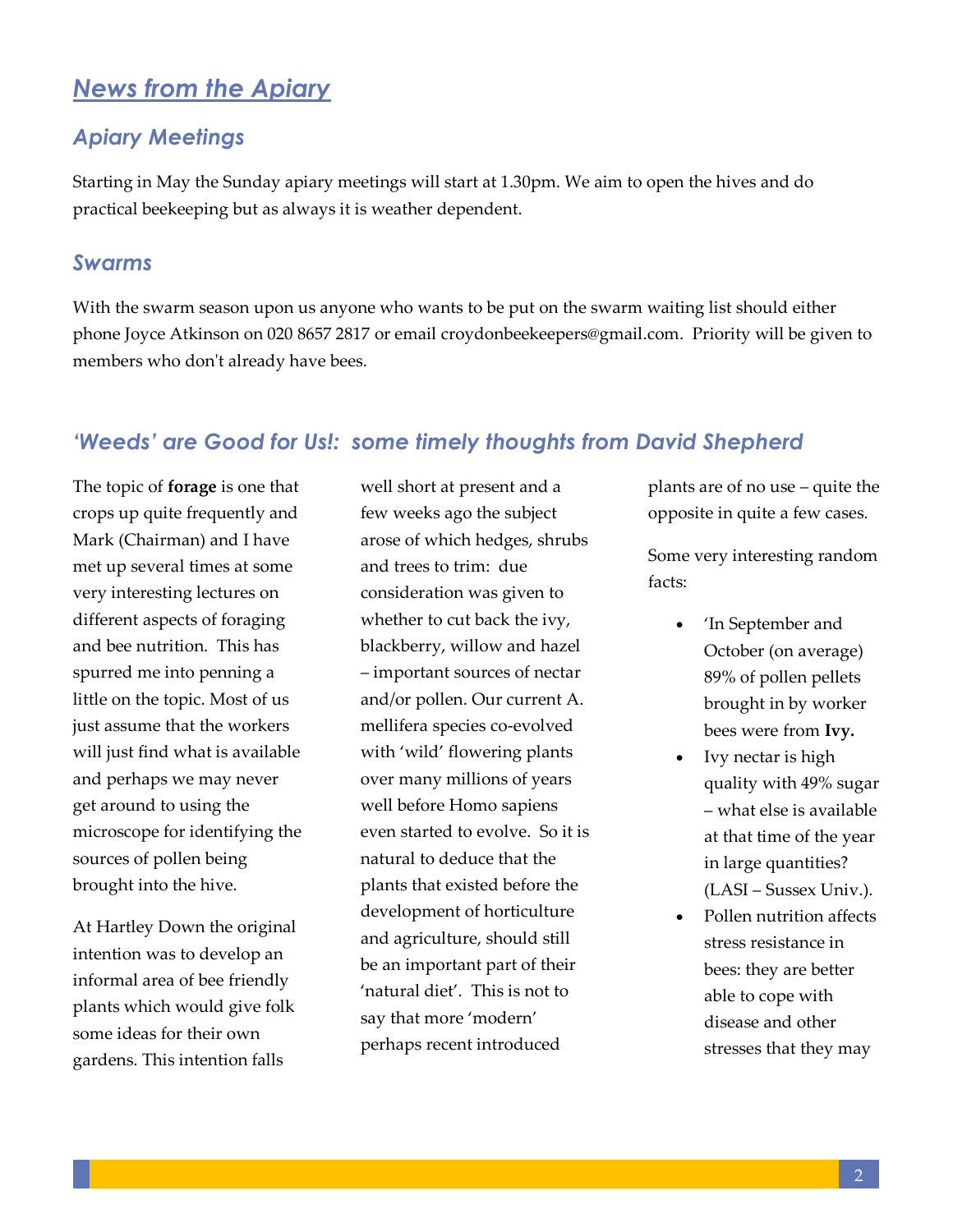# *News from the Apiary*

## *Apiary Meetings*

Starting in May the Sunday apiary meetings will start at 1.30pm. We aim to open the hives and do practical beekeeping but as always it is weather dependent.

## *Swarms*

With the swarm season upon us anyone who wants to be put on the swarm waiting list should either phone Joyce Atkinson on 020 8657 2817 or email croydonbeekeepers@gmail.com. Priority will be given to members who don't already have bees.

## *'Weeds' are Good for Us!: some timely thoughts from David Shepherd*

The topic of **forage** is one that crops up quite frequently and Mark (Chairman) and I have met up several times at some very interesting lectures on different aspects of foraging and bee nutrition. This has spurred me into penning a little on the topic. Most of us just assume that the workers will just find what is available and perhaps we may never get around to using the microscope for identifying the sources of pollen being brought into the hive.

At Hartley Down the original intention was to develop an informal area of bee friendly plants which would give folk some ideas for their own gardens. This intention falls well short at present and a few weeks ago the subject arose of which hedges, shrubs and trees to trim: due consideration was given to whether to cut back the ivy, blackberry, willow and hazel – important sources of nectar and/or pollen. Our current A. mellifera species co-evolved with 'wild' flowering plants over many millions of years well before Homo sapiens even started to evolve. So it is natural to deduce that the plants that existed before the development of horticulture and agriculture, should still be an important part of their 'natural diet'. This is not to say that more 'modern' perhaps recent introduced plants are of no use – quite the opposite in quite a few cases.

Some very interesting random facts:

- 'In September and October (on average) 89% of pollen pellets brought in by worker bees were from **Ivy.**
- Ivy nectar is high quality with 49% sugar – what else is available at that time of the year in large quantities? (LASI – Sussex Univ.).
- Pollen nutrition affects stress resistance in bees: they are better able to cope with disease and other stresses that they may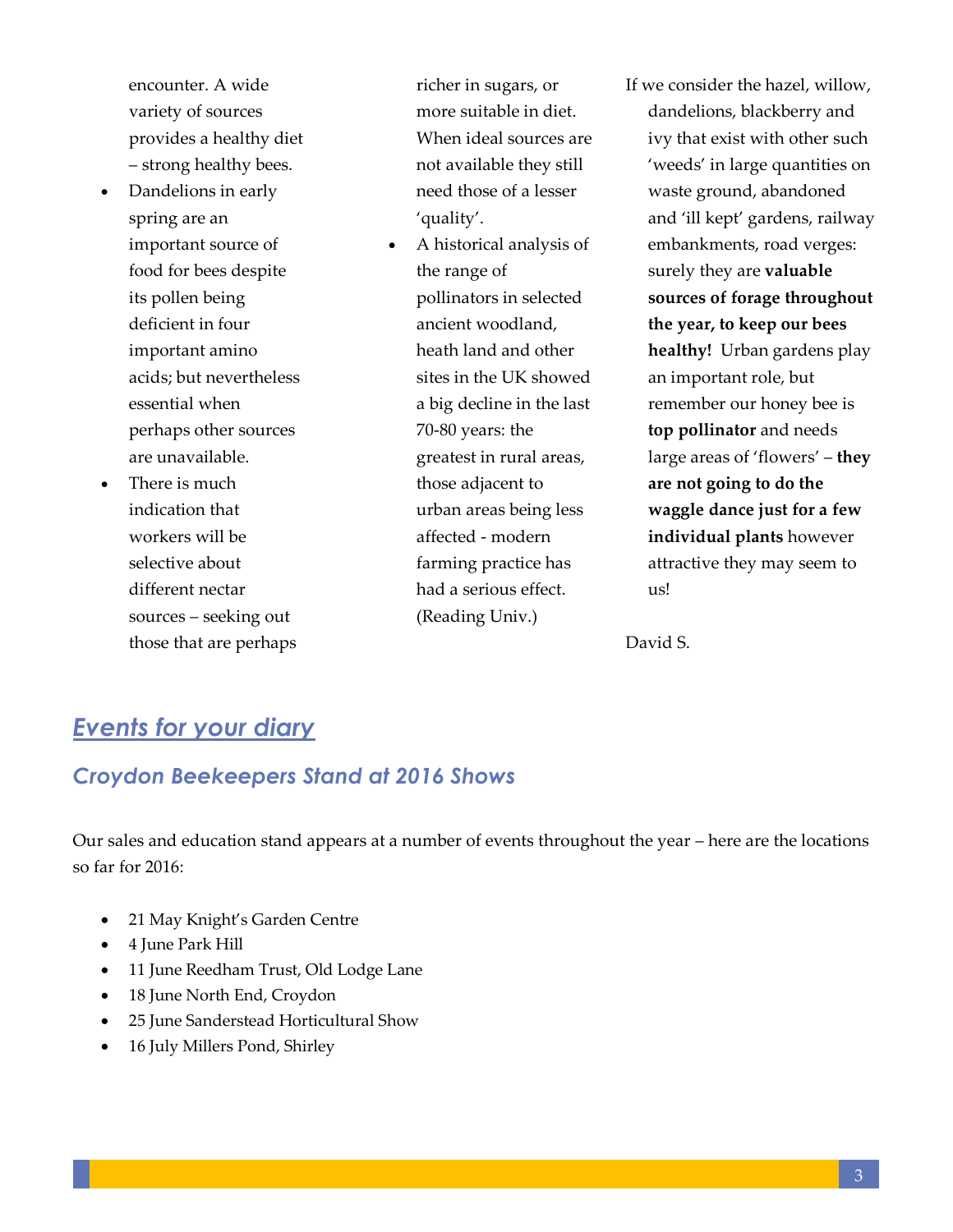encounter. A wide variety of sources provides a healthy diet – strong healthy bees.

- Dandelions in early spring are an important source of food for bees despite its pollen being deficient in four important amino acids; but nevertheless essential when perhaps other sources are unavailable.
- There is much indication that workers will be selective about different nectar sources – seeking out those that are perhaps richer in sugars, or more suitable in diet. When ideal sources are not available they still need those of a lesser 'quality'.
- A historical analysis of the range of pollinators in selected ancient woodland, heath land and other sites in the UK showed a big decline in the last 70-80 years: the greatest in rural areas, those adjacent to urban areas being less affected - modern farming practice has had a serious effect. (Reading Univ.)

If we consider the hazel, willow, dandelions, blackberry and ivy that exist with other such 'weeds' in large quantities on waste ground, abandoned and 'ill kept' gardens, railway embankments, road verges: surely they are **valuable sources of forage throughout the year, to keep our bees healthy!** Urban gardens play an important role, but remember our honey bee is **top pollinator** and needs large areas of 'flowers' – **they are not going to do the waggle dance just for a few individual plants** however attractive they may seem to us!

David S.

## *Events for your diary*

### *Croydon Beekeepers Stand at 2016 Shows*

Our sales and education stand appears at a number of events throughout the year – here are the locations so far for 2016:

- 21 May Knight's Garden Centre
- 4 June Park Hill
- 11 June Reedham Trust, Old Lodge Lane
- 18 June North End, Croydon
- 25 June Sanderstead Horticultural Show
- 16 July Millers Pond, Shirley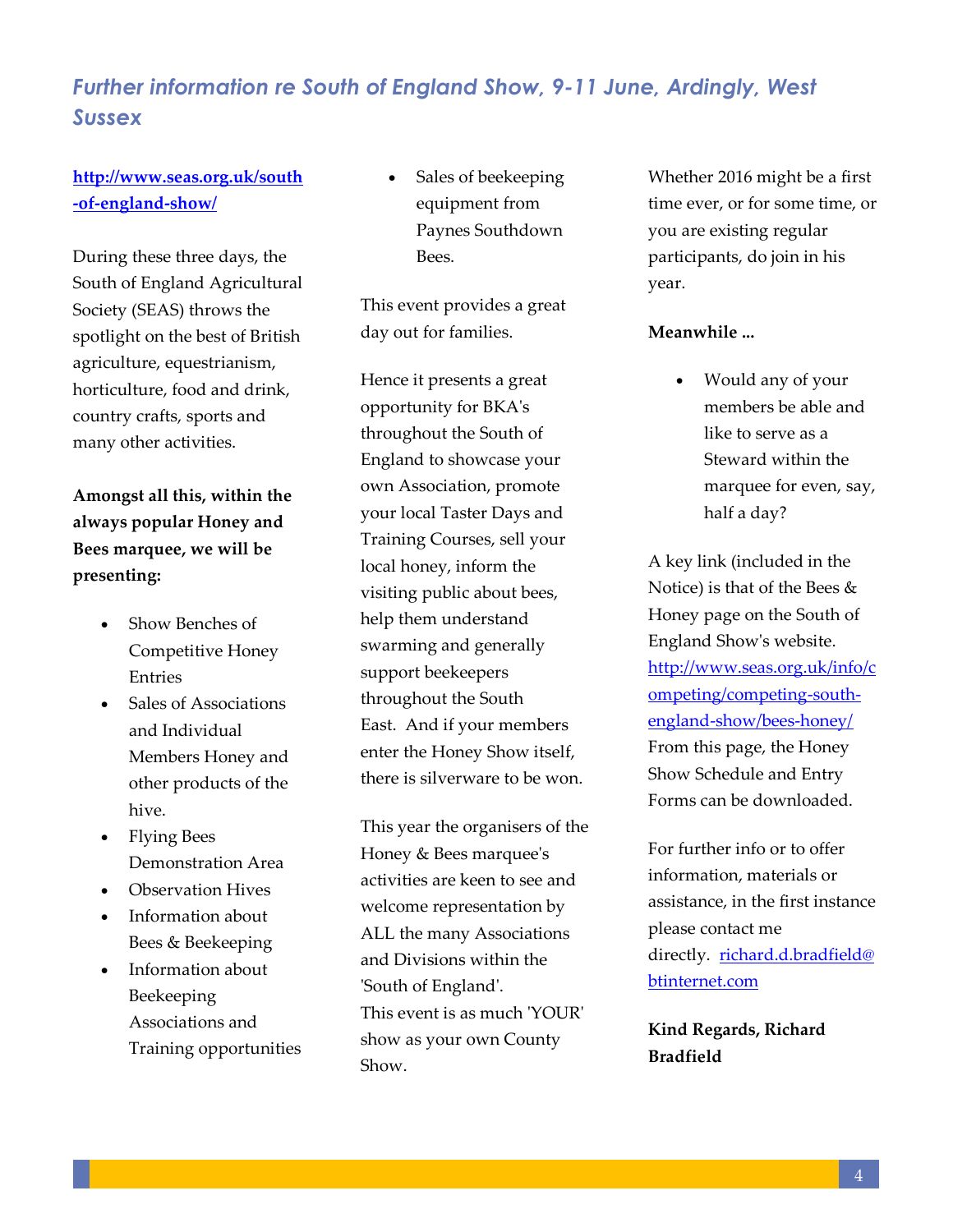## *Further information re South of England Show, 9-11 June, Ardingly, West Sussex*

**http://www.seas.org.uk/south-of-england-show/**

During these three days, the South of England Agricultural Society (SEAS) throws the spotlight on the best of British agriculture, equestrianism, horticulture, food and drink, country crafts, sports and many other activities.

**Amongst all this, within the always popular Honey and Bees marquee, we will be presenting:**

- Show Benches of Competitive Honey Entries
- Sales of Associations and Individual Members Honey and other products of the hive.
- Flying Bees Demonstration Area
- Observation Hives
- Information about Bees & Beekeeping
- Information about Beekeeping Associations and Training opportunities
- Sales of beekeeping equipment from Paynes Southdown Bees.

This event provides a great day out for families.

Hence it presents a great opportunity for BKA's throughout the South of England to showcase your own Association, promote your local Taster Days and Training Courses, sell your local honey, inform the visiting public about bees, help them understand swarming and generally support beekeepers throughout the South East. And if your members enter the Honey Show itself, there is silverware to be won.

This year the organisers of the Honey & Bees marquee's activities are keen to see and welcome representation by ALL the many Associations and Divisions within the 'South of England'. This event is as much 'YOUR' show as your own County Show.

Whether 2016 might be a first time ever, or for some time, or you are existing regular participants, do join in his year.

**Meanwhile ...**

- Would any of your members be able and like to serve as a Steward within the marquee for even, say, half a day?

A key link (included in the Notice) is that of the Bees & Honey page on the South of England Show's website. http://www.seas.org.uk/info/competing/competing-south-england-show/bees-honey/ From this page, the Honey Show Schedule and Entry Forms can be downloaded.

For further info or to offer information, materials or assistance, in the first instance please contact me directly. richard.d.bradfield@btinternet.com

**Kind Regards, Richard Bradfield**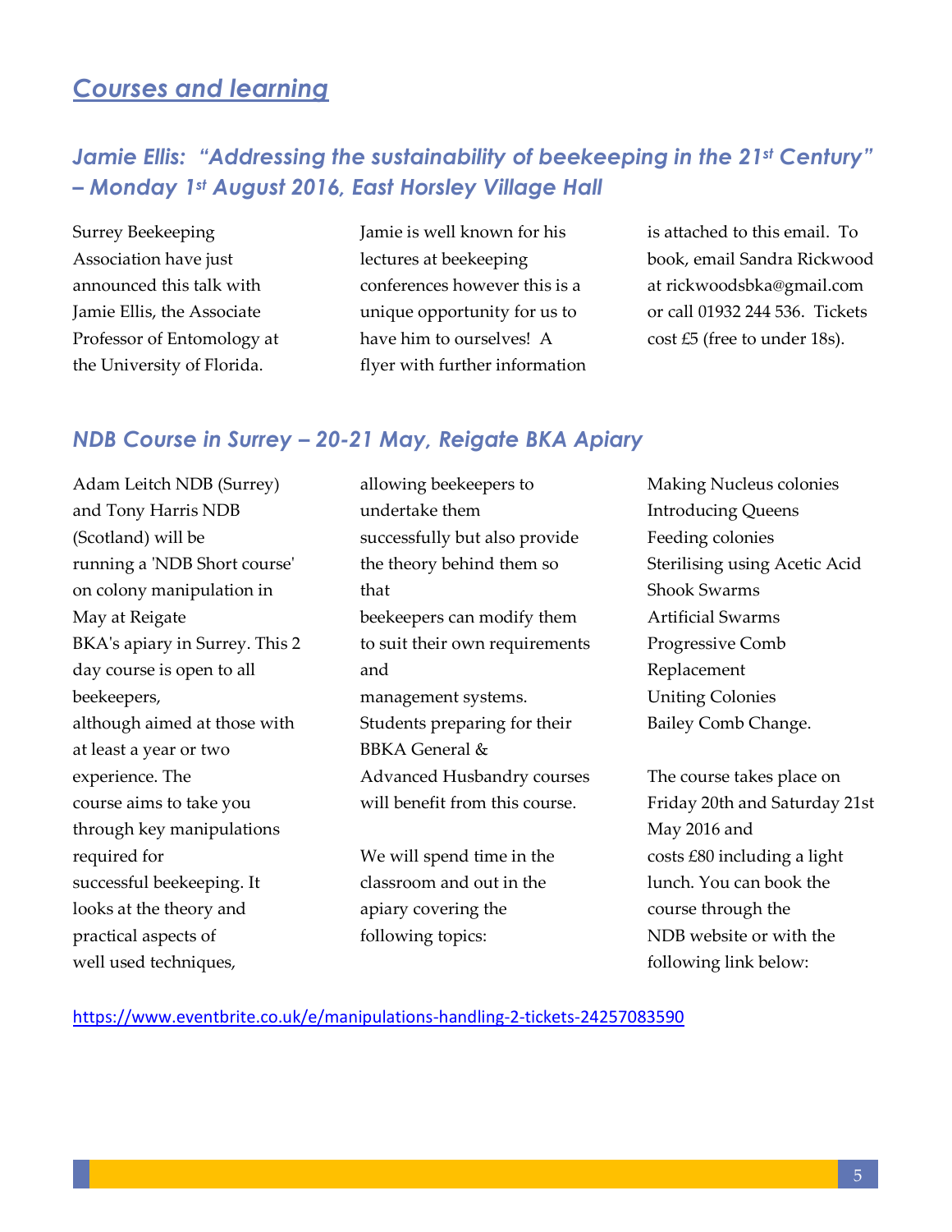## *Courses and learning*

### *Jamie Ellis: "Addressing the sustainability of beekeeping in the 21st Century" – Monday 1st August 2016, East Horsley Village Hall*

Surrey Beekeeping Association have just announced this talk with Jamie Ellis, the Associate Professor of Entomology at the University of Florida. Jamie is well known for his lectures at beekeeping conferences however this is a unique opportunity for us to have him to ourselves! A flyer with further information is attached to this email. To book, email Sandra Rickwood at rickwoodsbka@gmail.com or call 01932 244 536. Tickets cost £5 (free to under 18s).

### *NDB Course in Surrey – 20-21 May, Reigate BKA Apiary*

Adam Leitch NDB (Surrey) and Tony Harris NDB (Scotland) will be running a 'NDB Short course' on colony manipulation in May at Reigate BKA's apiary in Surrey. This 2 day course is open to all beekeepers, although aimed at those with at least a year or two experience. The course aims to take you through key manipulations required for successful beekeeping. It looks at the theory and practical aspects of well used techniques, allowing beekeepers to undertake them successfully but also provide the theory behind them so that beekeepers can modify them to suit their own requirements and management systems. Students preparing for their BBKA General & Advanced Husbandry courses will benefit from this course.

We will spend time in the classroom and out in the apiary covering the following topics:

Making Nucleus colonies
Introducing Queens
Feeding colonies
Sterilising using Acetic Acid
Shook Swarms
Artificial Swarms
Progressive Comb Replacement
Uniting Colonies
Bailey Comb Change.

The course takes place on Friday 20th and Saturday 21st May 2016 and costs £80 including a light lunch. You can book the course through the NDB website or with the following link below:

https://www.eventbrite.co.uk/e/manipulations-handling-2-tickets-24257083590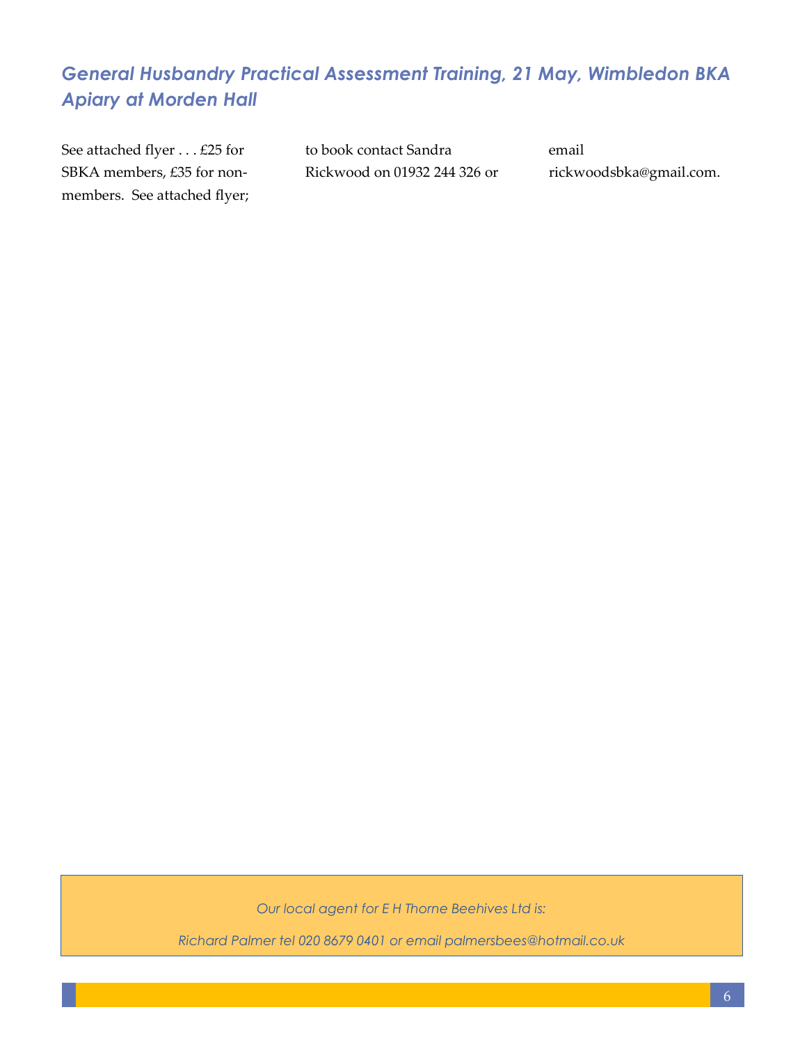## *General Husbandry Practical Assessment Training, 21 May, Wimbledon BKA Apiary at Morden Hall*

See attached flyer . . . £25 for SBKA members, £35 for non-members. See attached flyer; to book contact Sandra Rickwood on 01932 244 326 or email rickwoodsbka@gmail.com.

*Our local agent for E H Thorne Beehives Ltd is:*

*Richard Palmer tel 020 8679 0401 or email palmersbees@hotmail.co.uk*